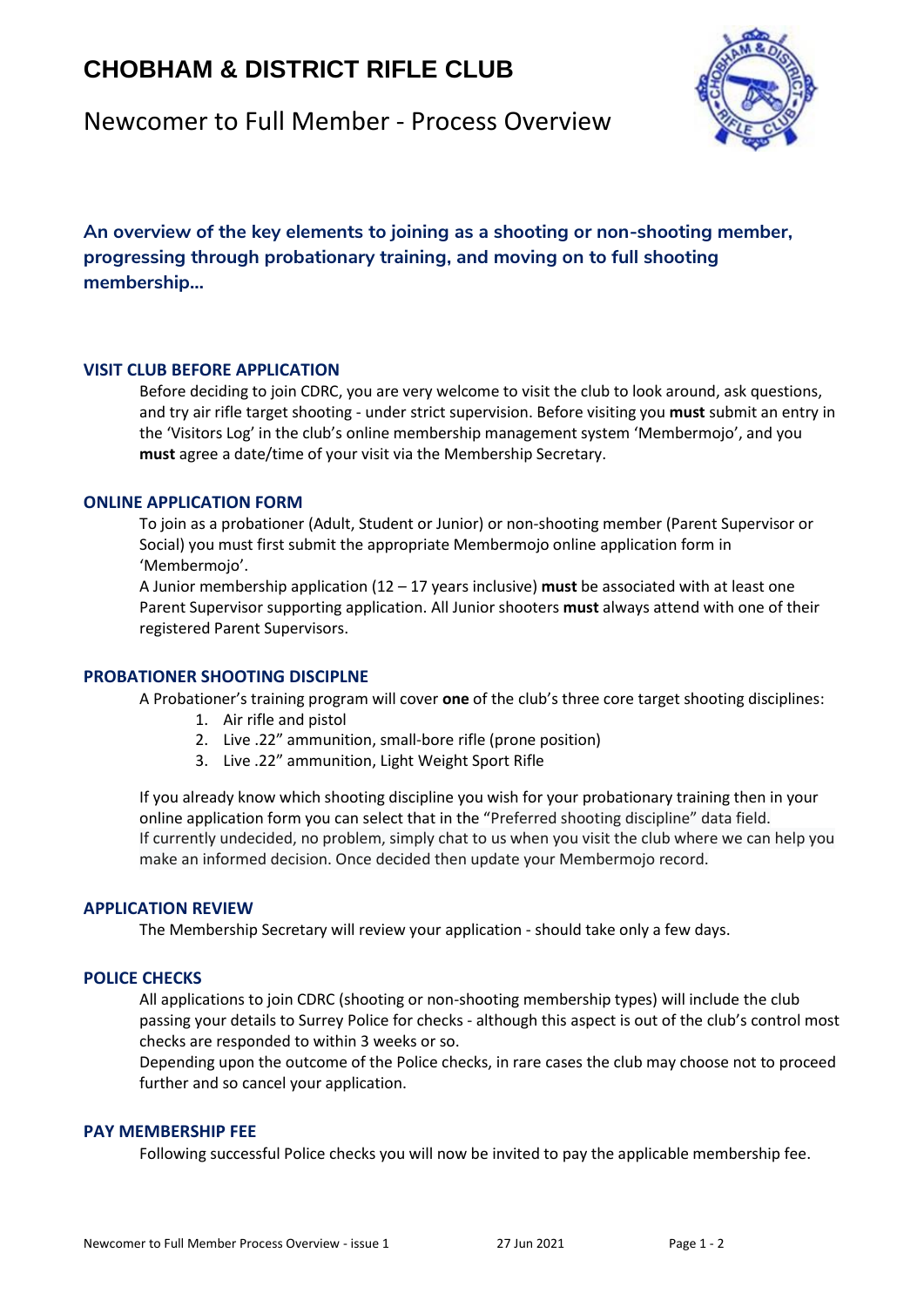# CHOBHAM & DISTRICT RIFLE CLUB

## Newcomer to Full Member - Process Overview

**An overview of the key elements to joining as a shooting or non-shooting member, progressing through probationary training, and moving on to full shooting membership…**

### VISIT CLUB BEFORE APPLICATION

Before deciding to join CDRC, you are very welcome to visit the club to look around, ask questions, and try air rifle target shooting - under strict supervision. Before visiting you **must** submit an entry in the 'Visitors Log' in the club's online membership management system 'Membermojo', and you **must** agree a date/time of your visit via the Membership Secretary.

### ONLINE APPLICATION FORM

To join as a probationer (Adult, Student or Junior) or non-shooting member (Parent Supervisor or Social) you must first submit the appropriate Membermojo online application form in 'Membermojo'.

A Junior membership application (12 – 17 years inclusive) **must** be associated with at least one Parent Supervisor supporting application. All Junior shooters **must** always attend with one of their registered Parent Supervisors.

### PROBATIONER SHOOTING DISCIPLNE

A Probationer's training program will cover **one** of the club's three core target shooting disciplines:

1. Air rifle and pistol
2. Live .22" ammunition, small-bore rifle (prone position)
3. Live .22" ammunition, Light Weight Sport Rifle

If you already know which shooting discipline you wish for your probationary training then in your online application form you can select that in the "Preferred shooting discipline" data field. If currently undecided, no problem, simply chat to us when you visit the club where we can help you make an informed decision. Once decided then update your Membermojo record.

### APPLICATION REVIEW

The Membership Secretary will review your application - should take only a few days.

### POLICE CHECKS

All applications to join CDRC (shooting or non-shooting membership types) will include the club passing your details to Surrey Police for checks - although this aspect is out of the club's control most checks are responded to within 3 weeks or so.

Depending upon the outcome of the Police checks, in rare cases the club may choose not to proceed further and so cancel your application.

### PAY MEMBERSHIP FEE

Following successful Police checks you will now be invited to pay the applicable membership fee.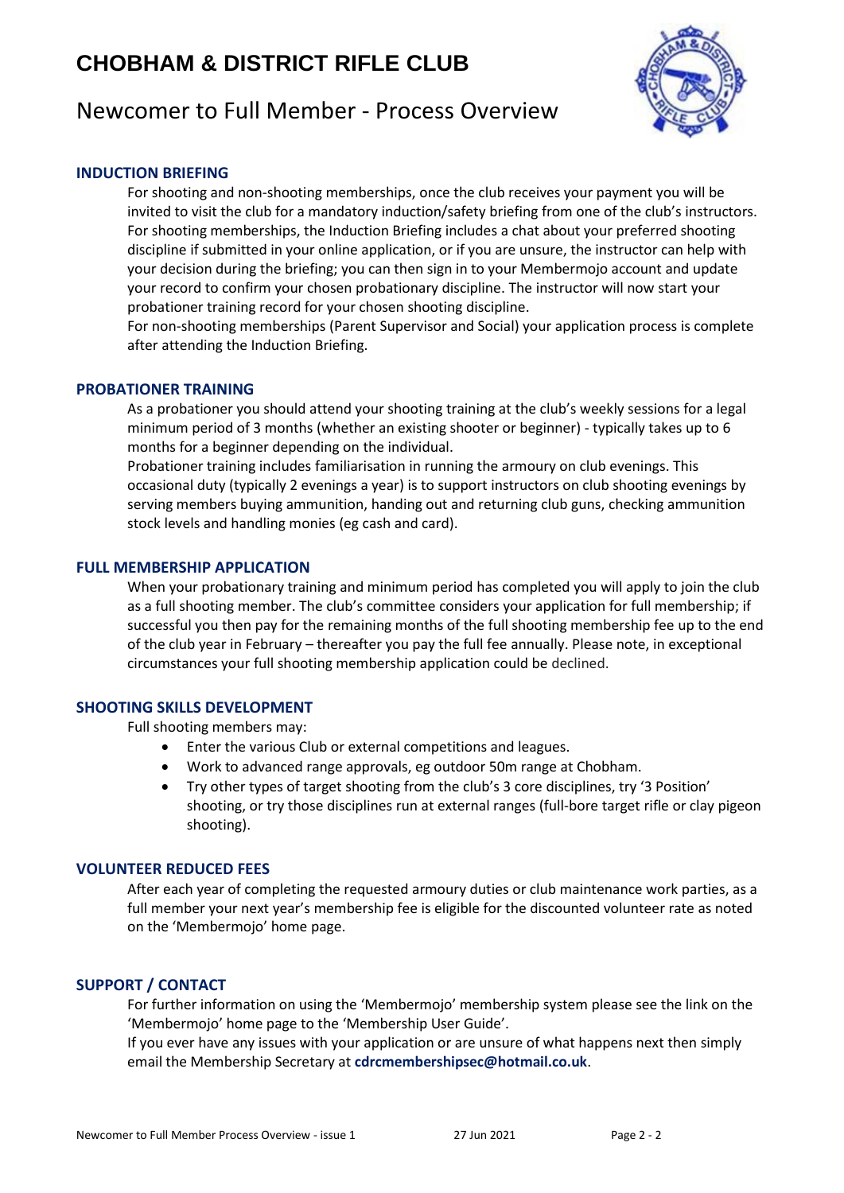# CHOBHAM & DISTRICT RIFLE CLUB

## Newcomer to Full Member - Process Overview

### INDUCTION BRIEFING

For shooting and non-shooting memberships, once the club receives your payment you will be invited to visit the club for a mandatory induction/safety briefing from one of the club's instructors. For shooting memberships, the Induction Briefing includes a chat about your preferred shooting discipline if submitted in your online application, or if you are unsure, the instructor can help with your decision during the briefing; you can then sign in to your Membermojo account and update your record to confirm your chosen probationary discipline. The instructor will now start your probationer training record for your chosen shooting discipline.

For non-shooting memberships (Parent Supervisor and Social) your application process is complete after attending the Induction Briefing.

### PROBATIONER TRAINING

As a probationer you should attend your shooting training at the club's weekly sessions for a legal minimum period of 3 months (whether an existing shooter or beginner) - typically takes up to 6 months for a beginner depending on the individual.

Probationer training includes familiarisation in running the armoury on club evenings. This occasional duty (typically 2 evenings a year) is to support instructors on club shooting evenings by serving members buying ammunition, handing out and returning club guns, checking ammunition stock levels and handling monies (eg cash and card).

### FULL MEMBERSHIP APPLICATION

When your probationary training and minimum period has completed you will apply to join the club as a full shooting member. The club's committee considers your application for full membership; if successful you then pay for the remaining months of the full shooting membership fee up to the end of the club year in February – thereafter you pay the full fee annually. Please note, in exceptional circumstances your full shooting membership application could be declined.

### SHOOTING SKILLS DEVELOPMENT

Full shooting members may:

- Enter the various Club or external competitions and leagues.
- Work to advanced range approvals, eg outdoor 50m range at Chobham.
- Try other types of target shooting from the club's 3 core disciplines, try '3 Position' shooting, or try those disciplines run at external ranges (full-bore target rifle or clay pigeon shooting).

### VOLUNTEER REDUCED FEES

After each year of completing the requested armoury duties or club maintenance work parties, as a full member your next year's membership fee is eligible for the discounted volunteer rate as noted on the 'Membermojo' home page.

### SUPPORT / CONTACT

For further information on using the 'Membermojo' membership system please see the link on the 'Membermojo' home page to the 'Membership User Guide'.

If you ever have any issues with your application or are unsure of what happens next then simply email the Membership Secretary at **cdrcmembershipsec@hotmail.co.uk**.

Newcomer to Full Member Process Overview - issue 1 27 Jun 2021